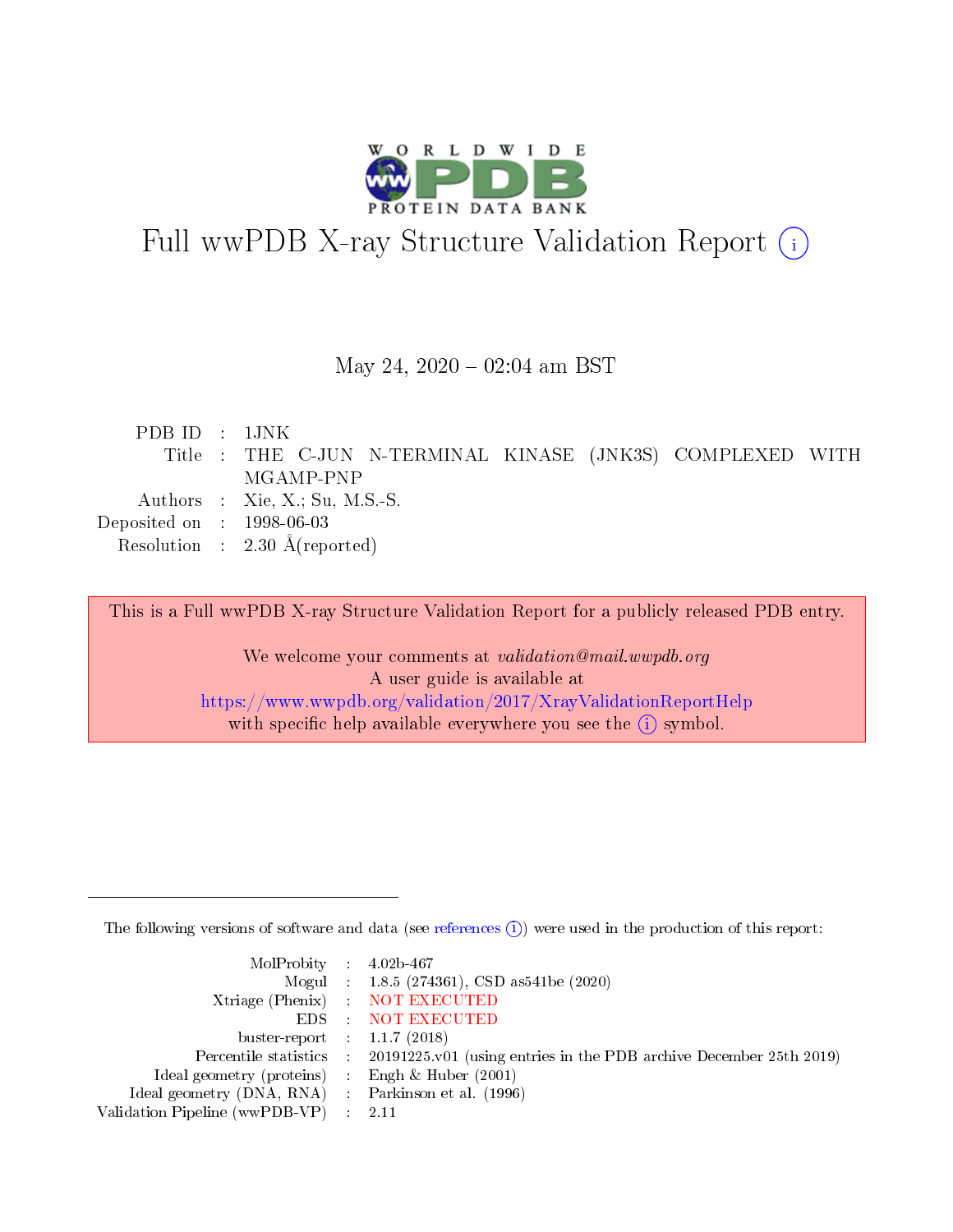# Full wwPDB X-ray Structure Validation Report (i)

May 24, 2020 – 02:04 am BST

| | | |
|---|---|---|
| PDB ID | : | 1JNK |
| Title | : | THE C-JUN N-TERMINAL KINASE (JNK3S) COMPLEXED WITH MGAMP-PNP |
| Authors | : | Xie, X.; Su, M.S.-S. |
| Deposited on | : | 1998-06-03 |
| Resolution | : | 2.30 Å(reported) |

This is a Full wwPDB X-ray Structure Validation Report for a publicly released PDB entry.

We welcome your comments at *validation@mail.wwpdb.org*
A user guide is available at
https://www.wwpdb.org/validation/2017/XrayValidationReportHelp
with specific help available everywhere you see the (i) symbol.

---

The following versions of software and data (see references (i)) were used in the production of this report:

| | | |
|---|---|---|
| MolProbity | : | 4.02b-467 |
| Mogul | : | 1.8.5 (274361), CSD as541be (2020) |
| Xtriage (Phenix) | : | NOT EXECUTED |
| EDS | : | NOT EXECUTED |
| buster-report | : | 1.1.7 (2018) |
| Percentile statistics | : | 20191225.v01 (using entries in the PDB archive December 25th 2019) |
| Ideal geometry (proteins) | : | Engh & Huber (2001) |
| Ideal geometry (DNA, RNA) | : | Parkinson et al. (1996) |
| Validation Pipeline (wwPDB-VP) | : | 2.11 |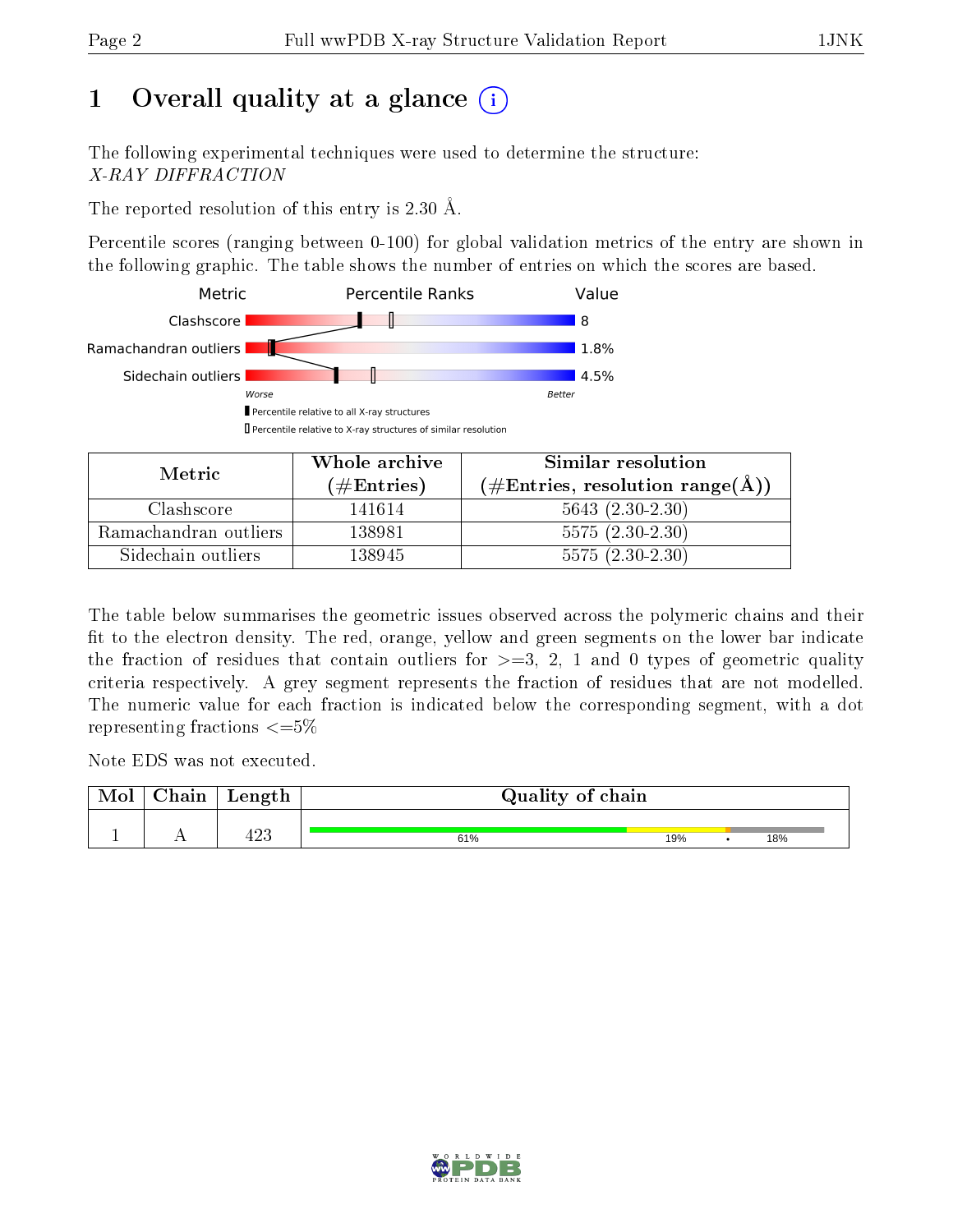# 1 Overall quality at a glance (i)

The following experimental techniques were used to determine the structure: *X-RAY DIFFRACTION*

The reported resolution of this entry is 2.30 Å.

Percentile scores (ranging between 0-100) for global validation metrics of the entry are shown in the following graphic. The table shows the number of entries on which the scores are based.

| Metric | Value |
|---|---|
| Clashscore | 8 |
| Ramachandran outliers | 1.8% |
| Sidechain outliers | 4.5% |

Worse — Better

▮ Percentile relative to all X-ray structures

▯ Percentile relative to X-ray structures of similar resolution

| Metric | Whole archive (#Entries) | Similar resolution (#Entries, resolution range(Å)) |
|---|---|---|
| Clashscore | 141614 | 5643 (2.30-2.30) |
| Ramachandran outliers | 138981 | 5575 (2.30-2.30) |
| Sidechain outliers | 138945 | 5575 (2.30-2.30) |

The table below summarises the geometric issues observed across the polymeric chains and their fit to the electron density. The red, orange, yellow and green segments on the lower bar indicate the fraction of residues that contain outliers for >=3, 2, 1 and 0 types of geometric quality criteria respectively. A grey segment represents the fraction of residues that are not modelled. The numeric value for each fraction is indicated below the corresponding segment, with a dot representing fractions <=5%

Note EDS was not executed.

| Mol | Chain | Length | Quality of chain |
|---|---|---|---|
| 1 | A | 423 | 61% 19% • 18% |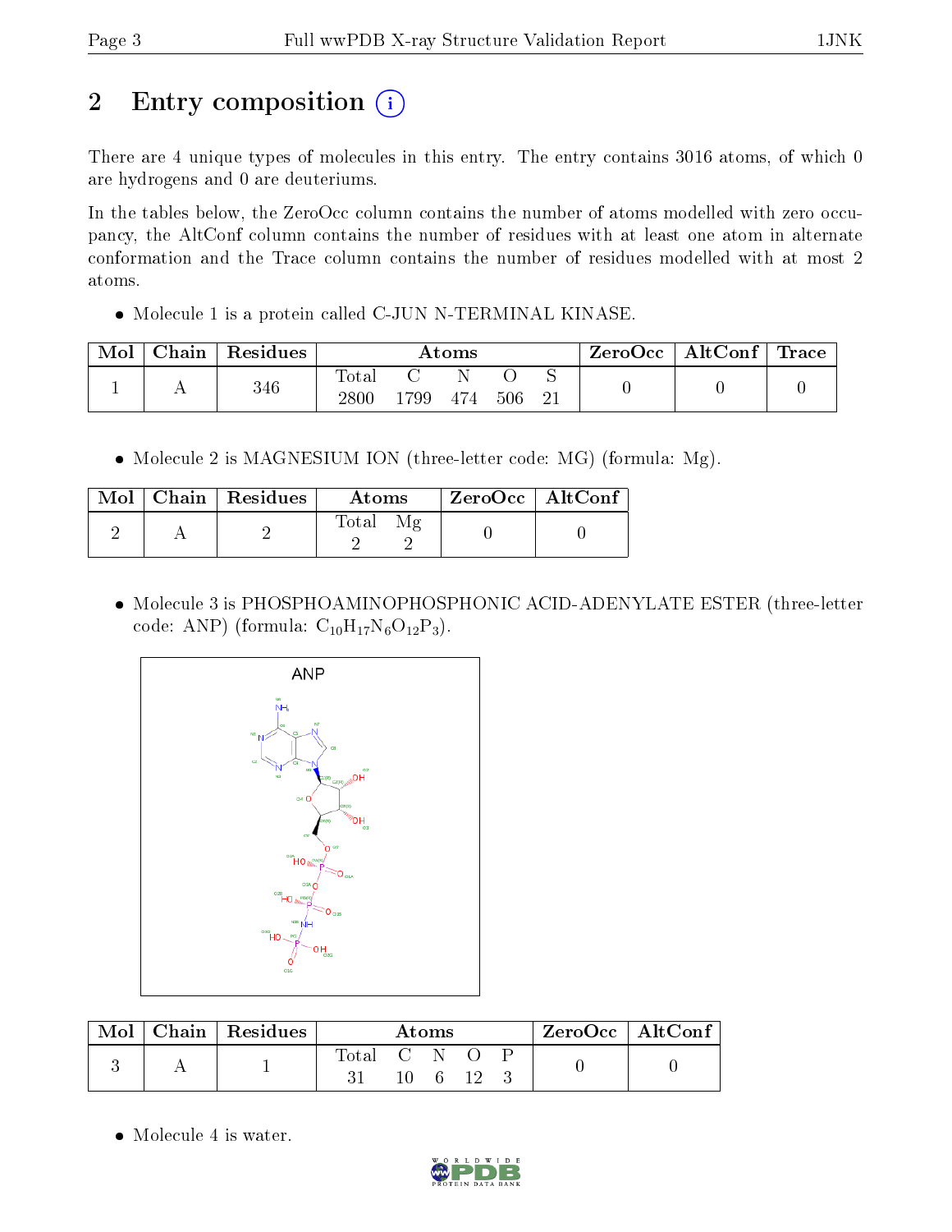## 2 Entry composition (i)

There are 4 unique types of molecules in this entry. The entry contains 3016 atoms, of which 0 are hydrogens and 0 are deuteriums.

In the tables below, the ZeroOcc column contains the number of atoms modelled with zero occupancy, the AltConf column contains the number of residues with at least one atom in alternate conformation and the Trace column contains the number of residues modelled with at most 2 atoms.

- Molecule 1 is a protein called C-JUN N-TERMINAL KINASE.

| Mol | Chain | Residues | Atoms | | | | | ZeroOcc | AltConf | Trace |
|---|---|---|---|---|---|---|---|---|---|---|
| 1 | A | 346 | Total<br>2800 | C<br>1799 | N<br>474 | O<br>506 | S<br>21 | 0 | 0 | 0 |

- Molecule 2 is MAGNESIUM ION (three-letter code: MG) (formula: Mg).

| Mol | Chain | Residues | Atoms | | ZeroOcc | AltConf |
|---|---|---|---|---|---|---|
| 2 | A | 2 | Total<br>2 | Mg<br>2 | 0 | 0 |

- Molecule 3 is PHOSPHOAMINOPHOSPHONIC ACID-ADENYLATE ESTER (three-letter code: ANP) (formula: $C_{10}H_{17}N_6O_{12}P_3$).

| Mol | Chain | Residues | Atoms | | | | | ZeroOcc | AltConf |
|---|---|---|---|---|---|---|---|---|---|
| 3 | A | 1 | Total<br>31 | C<br>10 | N<br>6 | O<br>12 | P<br>3 | 0 | 0 |

- Molecule 4 is water.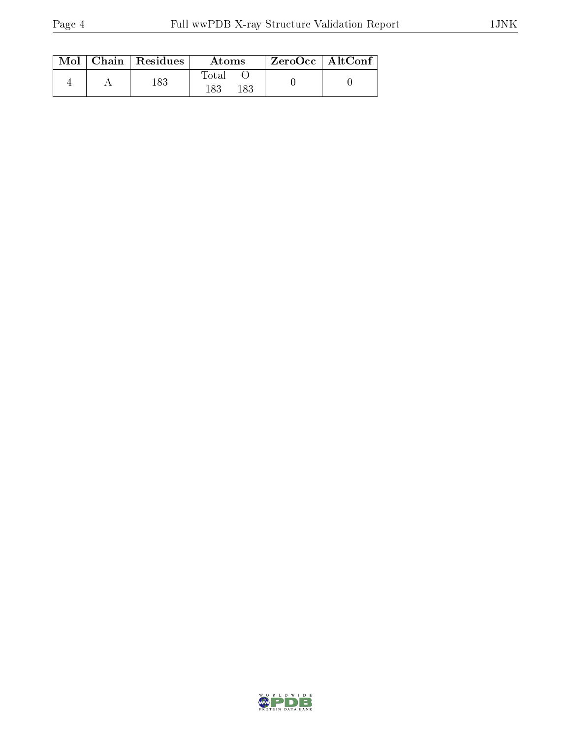| Mol | Chain | Residues | Atoms | | ZeroOcc | AltConf |
|---|---|---|---|---|---|---|
| | | | Total | O | | |
| 4 | A | 183 | 183 | 183 | 0 | 0 |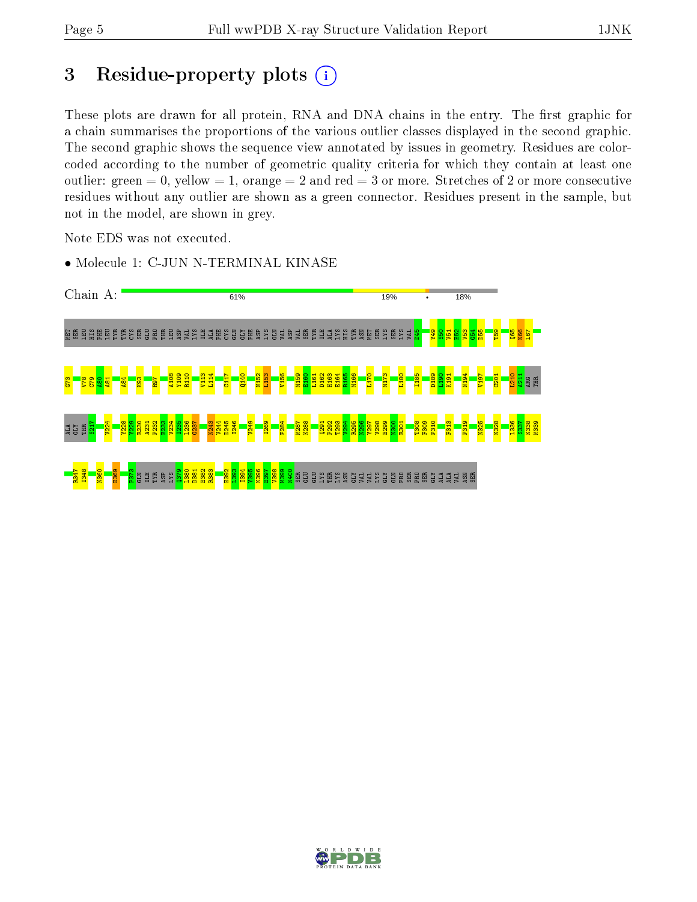# 3 Residue-property plots

These plots are drawn for all protein, RNA and DNA chains in the entry. The first graphic for a chain summarises the proportions of the various outlier classes displayed in the second graphic. The second graphic shows the sequence view annotated by issues in geometry. Residues are color-coded according to the number of geometric quality criteria for which they contain at least one outlier: green = 0, yellow = 1, orange = 2 and red = 3 or more. Stretches of 2 or more consecutive residues without any outlier are shown as a green connector. Residues present in the sample, but not in the model, are shown in grey.

Note EDS was not executed.

- Molecule 1: C-JUN N-TERMINAL KINASE

Chain A: 61% 19% • 18%

MET SER LEU HIS PHE LEU TYR TYR CYS SER GLU PRO THR LEU ASP VAL LYS ILE ALA PHE CYS GLN GLY PHE ASP LYS GLN VAL ASP VAL SER TYR ILE ALA LYS HIS HIS TYR ASN MET SER LYS SER LYS VAL D45 Y49 S50 V51 E52 V53 G54 D55 T59 Q65 N66 L67

G73 V78 C79 A80 A81 A84 K93 R97 A108 Y109 R110 V113 L114 C117 Q140 N152 L153 V156 M159 E160 L161 D162 H163 E164 R165 M166 L170 M173 L180 I185 D189 L190 K191 N194 V197 C201 L210 A211 ARG THR

ALA GLY THR S217 V224 Y228 Y229 R230 A231 P232 E233 V234 I235 L236 G237 N243 V244 D245 I246 V249 I269 P284 M287 K288 Q291 P292 T293 V294 R295 N296 Y297 V298 E299 N300 R301 T308 F309 P310 F313 P319 N325 K328 L336 S337 K338 M339

R347 I348 N360 E369 P373 GLN ILE TYR ASP LYS Q379 L380 D381 E382 R383 E392 L393 I394 Y395 K396 E397 V398 M399 N400 SER GLU GLU LYS THR LYS ASN GLY VAL VAL LYS GLY GLN PRO SER PRO SER GLY ALA ALA VAL ASN SER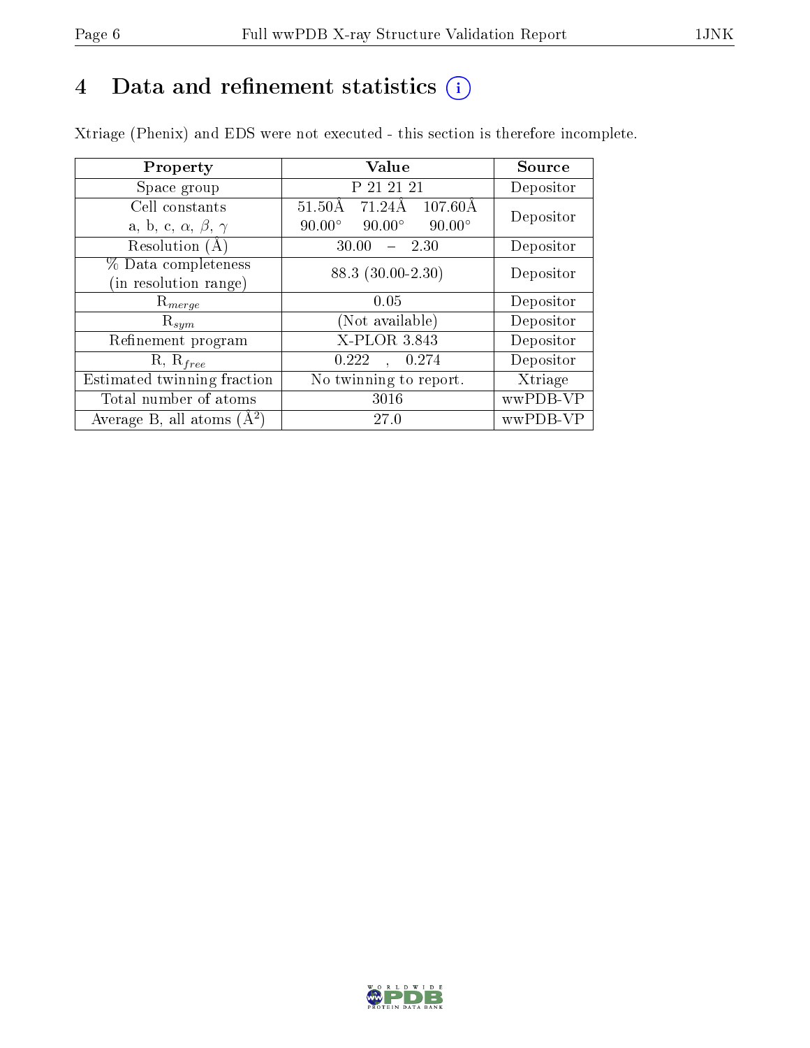# 4 Data and refinement statistics ⓘ

Xtriage (Phenix) and EDS were not executed - this section is therefore incomplete.

| Property | Value | Source |
|---|---|---|
| Space group | P 21 21 21 | Depositor |
| Cell constants<br>a, b, c, $\alpha$, $\beta$, $\gamma$ | 51.50Å 71.24Å 107.60Å<br>90.00° 90.00° 90.00° | Depositor |
| Resolution (Å) | 30.00 – 2.30 | Depositor |
| % Data completeness<br>(in resolution range) | 88.3 (30.00-2.30) | Depositor |
| $R_{merge}$ | 0.05 | Depositor |
| $R_{sym}$ | (Not available) | Depositor |
| Refinement program | X-PLOR 3.843 | Depositor |
| R, $R_{free}$ | 0.222 , 0.274 | Depositor |
| Estimated twinning fraction | No twinning to report. | Xtriage |
| Total number of atoms | 3016 | wwPDB-VP |
| Average B, all atoms ($Å^2$) | 27.0 | wwPDB-VP |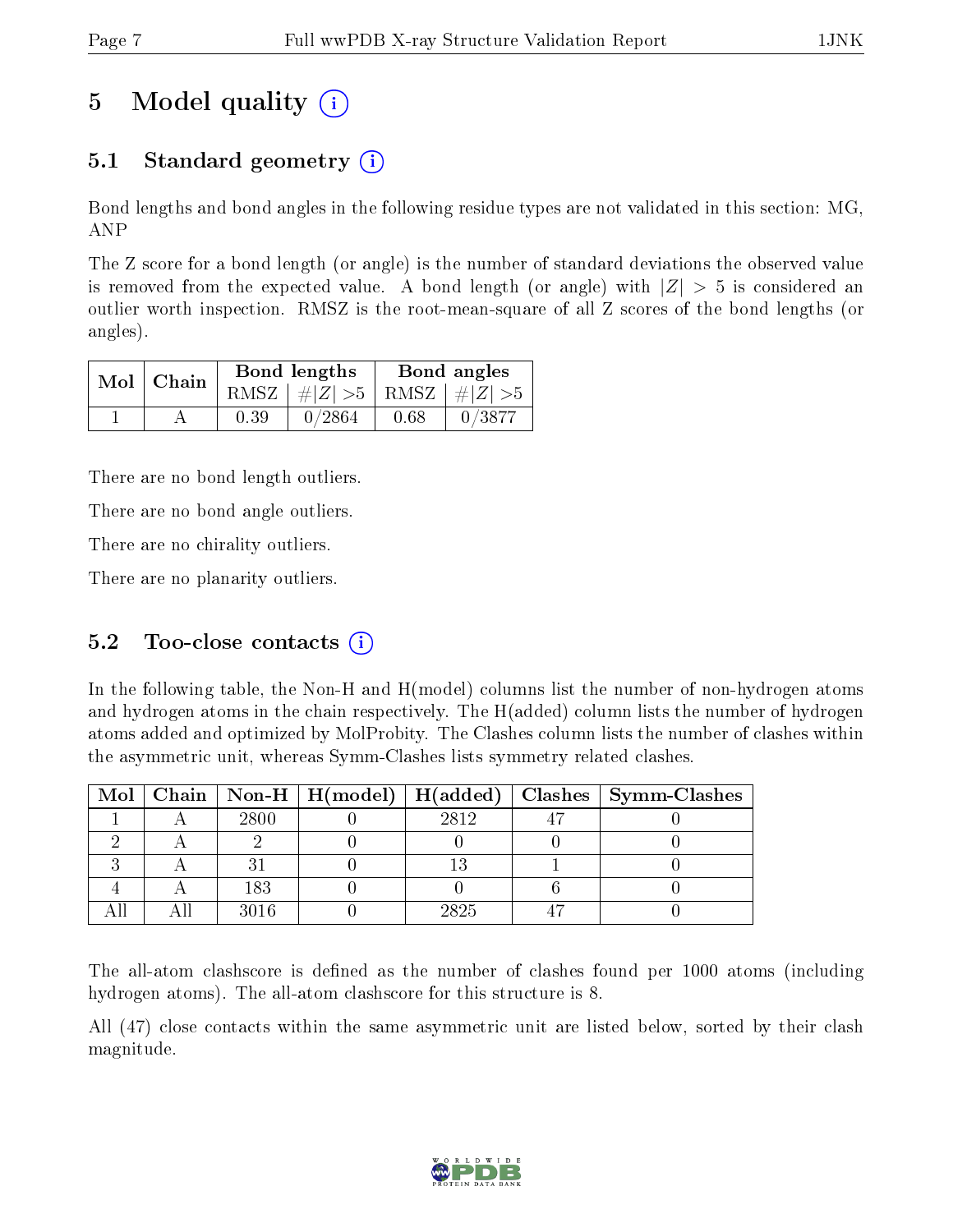# 5 Model quality (i)

## 5.1 Standard geometry (i)

Bond lengths and bond angles in the following residue types are not validated in this section: MG, ANP

The Z score for a bond length (or angle) is the number of standard deviations the observed value is removed from the expected value. A bond length (or angle) with $|Z| > 5$ is considered an outlier worth inspection. RMSZ is the root-mean-square of all Z scores of the bond lengths (or angles).

| Mol | Chain | Bond lengths | | Bond angles | |
|---|---|---|---|---|---|
| | | RMSZ | $\#\|Z\| > 5$ | RMSZ | $\#\|Z\| > 5$ |
| 1 | A | 0.39 | 0/2864 | 0.68 | 0/3877 |

There are no bond length outliers.

There are no bond angle outliers.

There are no chirality outliers.

There are no planarity outliers.

## 5.2 Too-close contacts (i)

In the following table, the Non-H and H(model) columns list the number of non-hydrogen atoms and hydrogen atoms in the chain respectively. The H(added) column lists the number of hydrogen atoms added and optimized by MolProbity. The Clashes column lists the number of clashes within the asymmetric unit, whereas Symm-Clashes lists symmetry related clashes.

| Mol | Chain | Non-H | H(model) | H(added) | Clashes | Symm-Clashes |
|---|---|---|---|---|---|---|
| 1 | A | 2800 | 0 | 2812 | 47 | 0 |
| 2 | A | 2 | 0 | 0 | 0 | 0 |
| 3 | A | 31 | 0 | 13 | 1 | 0 |
| 4 | A | 183 | 0 | 0 | 6 | 0 |
| All | All | 3016 | 0 | 2825 | 47 | 0 |

The all-atom clashscore is defined as the number of clashes found per 1000 atoms (including hydrogen atoms). The all-atom clashscore for this structure is 8.

All (47) close contacts within the same asymmetric unit are listed below, sorted by their clash magnitude.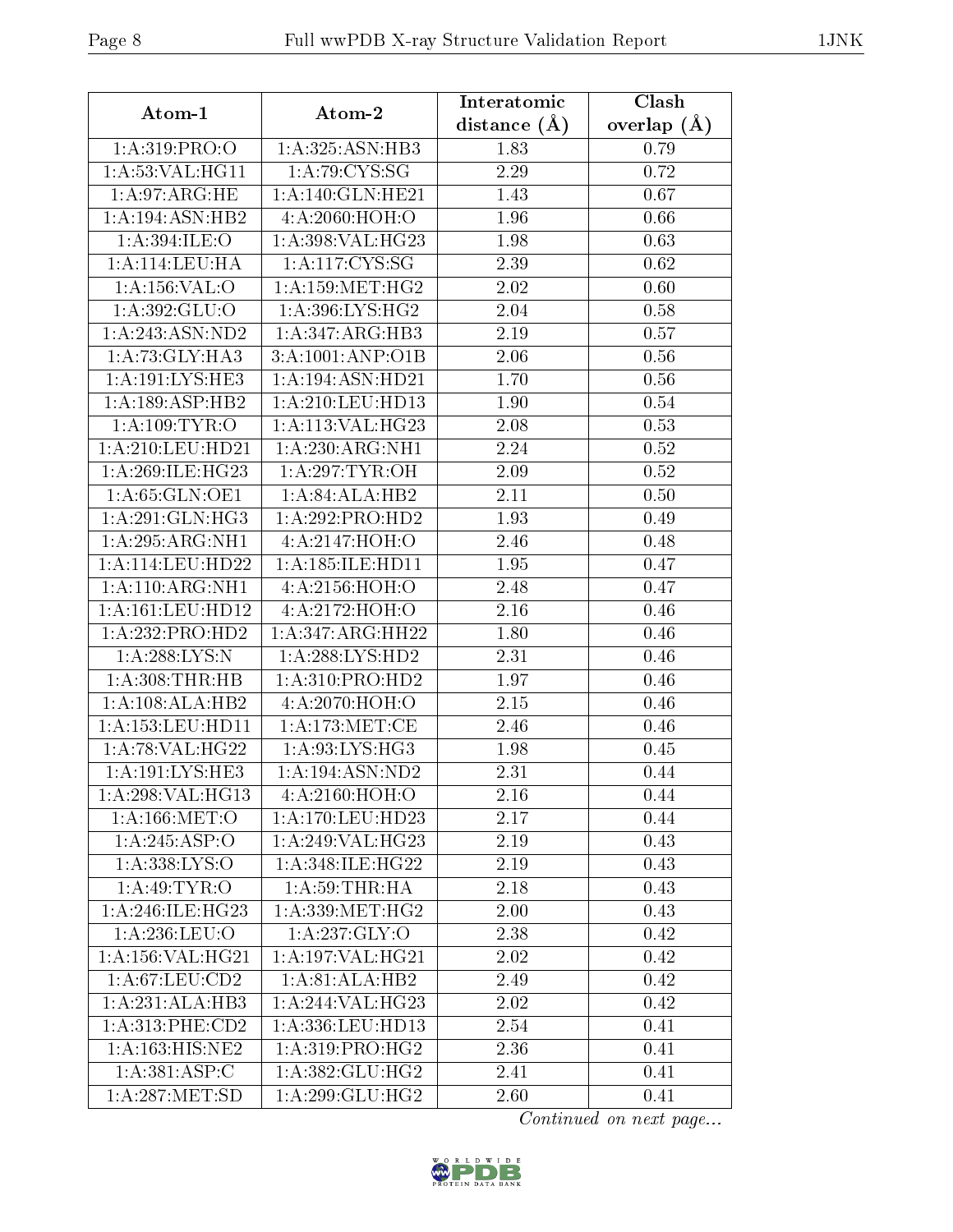| Atom-1 | Atom-2 | Interatomic distance (Å) | Clash overlap (Å) |
|---|---|---|---|
| 1:A:319:PRO:O | 1:A:325:ASN:HB3 | 1.83 | 0.79 |
| 1:A:53:VAL:HG11 | 1:A:79:CYS:SG | 2.29 | 0.72 |
| 1:A:97:ARG:HE | 1:A:140:GLN:HE21 | 1.43 | 0.67 |
| 1:A:194:ASN:HB2 | 4:A:2060:HOH:O | 1.96 | 0.66 |
| 1:A:394:ILE:O | 1:A:398:VAL:HG23 | 1.98 | 0.63 |
| 1:A:114:LEU:HA | 1:A:117:CYS:SG | 2.39 | 0.62 |
| 1:A:156:VAL:O | 1:A:159:MET:HG2 | 2.02 | 0.60 |
| 1:A:392:GLU:O | 1:A:396:LYS:HG2 | 2.04 | 0.58 |
| 1:A:243:ASN:ND2 | 1:A:347:ARG:HB3 | 2.19 | 0.57 |
| 1:A:73:GLY:HA3 | 3:A:1001:ANP:O1B | 2.06 | 0.56 |
| 1:A:191:LYS:HE3 | 1:A:194:ASN:HD21 | 1.70 | 0.56 |
| 1:A:189:ASP:HB2 | 1:A:210:LEU:HD13 | 1.90 | 0.54 |
| 1:A:109:TYR:O | 1:A:113:VAL:HG23 | 2.08 | 0.53 |
| 1:A:210:LEU:HD21 | 1:A:230:ARG:NH1 | 2.24 | 0.52 |
| 1:A:269:ILE:HG23 | 1:A:297:TYR:OH | 2.09 | 0.52 |
| 1:A:65:GLN:OE1 | 1:A:84:ALA:HB2 | 2.11 | 0.50 |
| 1:A:291:GLN:HG3 | 1:A:292:PRO:HD2 | 1.93 | 0.49 |
| 1:A:295:ARG:NH1 | 4:A:2147:HOH:O | 2.46 | 0.48 |
| 1:A:114:LEU:HD22 | 1:A:185:ILE:HD11 | 1.95 | 0.47 |
| 1:A:110:ARG:NH1 | 4:A:2156:HOH:O | 2.48 | 0.47 |
| 1:A:161:LEU:HD12 | 4:A:2172:HOH:O | 2.16 | 0.46 |
| 1:A:232:PRO:HD2 | 1:A:347:ARG:HH22 | 1.80 | 0.46 |
| 1:A:288:LYS:N | 1:A:288:LYS:HD2 | 2.31 | 0.46 |
| 1:A:308:THR:HB | 1:A:310:PRO:HD2 | 1.97 | 0.46 |
| 1:A:108:ALA:HB2 | 4:A:2070:HOH:O | 2.15 | 0.46 |
| 1:A:153:LEU:HD11 | 1:A:173:MET:CE | 2.46 | 0.46 |
| 1:A:78:VAL:HG22 | 1:A:93:LYS:HG3 | 1.98 | 0.45 |
| 1:A:191:LYS:HE3 | 1:A:194:ASN:ND2 | 2.31 | 0.44 |
| 1:A:298:VAL:HG13 | 4:A:2160:HOH:O | 2.16 | 0.44 |
| 1:A:166:MET:O | 1:A:170:LEU:HD23 | 2.17 | 0.44 |
| 1:A:245:ASP:O | 1:A:249:VAL:HG23 | 2.19 | 0.43 |
| 1:A:338:LYS:O | 1:A:348:ILE:HG22 | 2.19 | 0.43 |
| 1:A:49:TYR:O | 1:A:59:THR:HA | 2.18 | 0.43 |
| 1:A:246:ILE:HG23 | 1:A:339:MET:HG2 | 2.00 | 0.43 |
| 1:A:236:LEU:O | 1:A:237:GLY:O | 2.38 | 0.42 |
| 1:A:156:VAL:HG21 | 1:A:197:VAL:HG21 | 2.02 | 0.42 |
| 1:A:67:LEU:CD2 | 1:A:81:ALA:HB2 | 2.49 | 0.42 |
| 1:A:231:ALA:HB3 | 1:A:244:VAL:HG23 | 2.02 | 0.42 |
| 1:A:313:PHE:CD2 | 1:A:336:LEU:HD13 | 2.54 | 0.41 |
| 1:A:163:HIS:NE2 | 1:A:319:PRO:HG2 | 2.36 | 0.41 |
| 1:A:381:ASP:C | 1:A:382:GLU:HG2 | 2.41 | 0.41 |
| 1:A:287:MET:SD | 1:A:299:GLU:HG2 | 2.60 | 0.41 |

*Continued on next page...*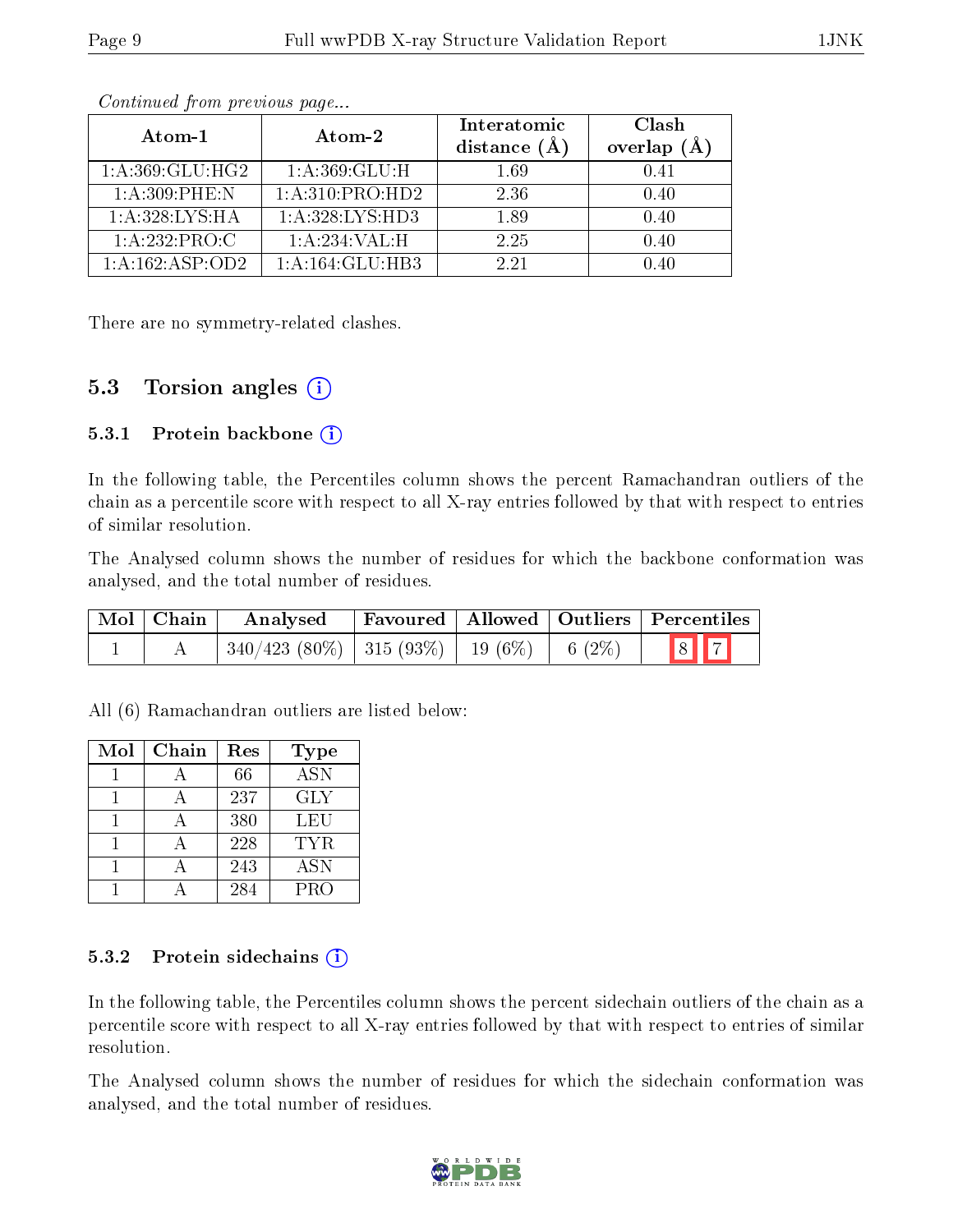*Continued from previous page...*

| Atom-1 | Atom-2 | Interatomic distance (Å) | Clash overlap (Å) |
|---|---|---|---|
| 1:A:369:GLU:HG2 | 1:A:369:GLU:H | 1.69 | 0.41 |
| 1:A:309:PHE:N | 1:A:310:PRO:HD2 | 2.36 | 0.40 |
| 1:A:328:LYS:HA | 1:A:328:LYS:HD3 | 1.89 | 0.40 |
| 1:A:232:PRO:C | 1:A:234:VAL:H | 2.25 | 0.40 |
| 1:A:162:ASP:OD2 | 1:A:164:GLU:HB3 | 2.21 | 0.40 |

There are no symmetry-related clashes.

## 5.3 Torsion angles

### 5.3.1 Protein backbone

In the following table, the Percentiles column shows the percent Ramachandran outliers of the chain as a percentile score with respect to all X-ray entries followed by that with respect to entries of similar resolution.

The Analysed column shows the number of residues for which the backbone conformation was analysed, and the total number of residues.

| Mol | Chain | Analysed | Favoured | Allowed | Outliers | Percentiles |
|---|---|---|---|---|---|---|
| 1 | A | 340/423 (80%) | 315 (93%) | 19 (6%) | 6 (2%) | 8 7 |

All (6) Ramachandran outliers are listed below:

| Mol | Chain | Res | Type |
|---|---|---|---|
| 1 | A | 66 | ASN |
| 1 | A | 237 | GLY |
| 1 | A | 380 | LEU |
| 1 | A | 228 | TYR |
| 1 | A | 243 | ASN |
| 1 | A | 284 | PRO |

### 5.3.2 Protein sidechains

In the following table, the Percentiles column shows the percent sidechain outliers of the chain as a percentile score with respect to all X-ray entries followed by that with respect to entries of similar resolution.

The Analysed column shows the number of residues for which the sidechain conformation was analysed, and the total number of residues.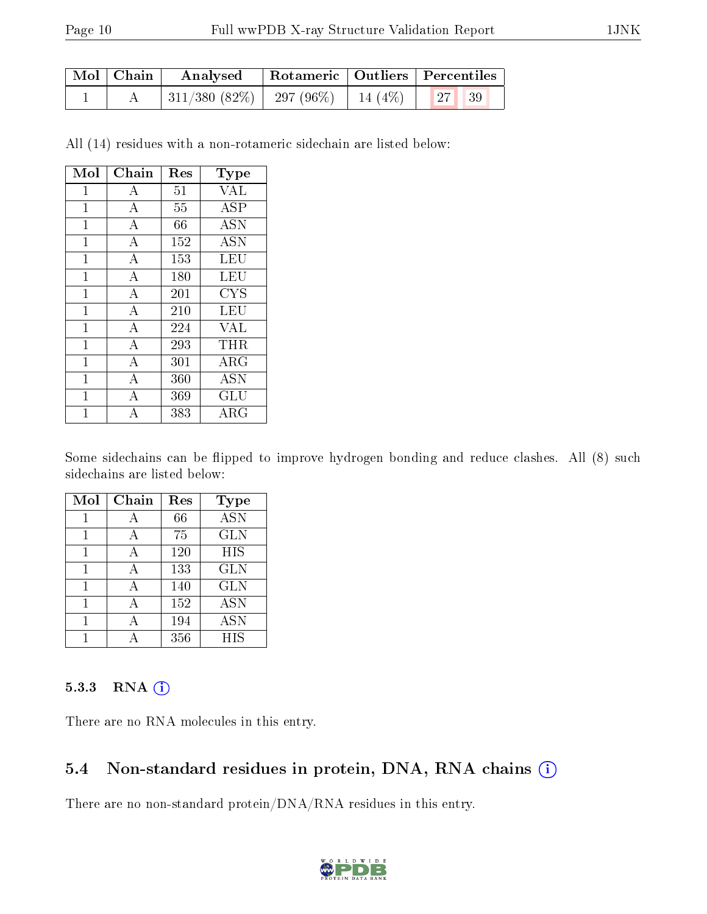| Mol | Chain | Analysed | Rotameric | Outliers | Percentiles |
|---|---|---|---|---|---|
| 1 | A | 311/380 (82%) | 297 (96%) | 14 (4%) | 27 39 |

All (14) residues with a non-rotameric sidechain are listed below:

| Mol | Chain | Res | Type |
|---|---|---|---|
| 1 | A | 51 | VAL |
| 1 | A | 55 | ASP |
| 1 | A | 66 | ASN |
| 1 | A | 152 | ASN |
| 1 | A | 153 | LEU |
| 1 | A | 180 | LEU |
| 1 | A | 201 | CYS |
| 1 | A | 210 | LEU |
| 1 | A | 224 | VAL |
| 1 | A | 293 | THR |
| 1 | A | 301 | ARG |
| 1 | A | 360 | ASN |
| 1 | A | 369 | GLU |
| 1 | A | 383 | ARG |

Some sidechains can be flipped to improve hydrogen bonding and reduce clashes. All (8) such sidechains are listed below:

| Mol | Chain | Res | Type |
|---|---|---|---|
| 1 | A | 66 | ASN |
| 1 | A | 75 | GLN |
| 1 | A | 120 | HIS |
| 1 | A | 133 | GLN |
| 1 | A | 140 | GLN |
| 1 | A | 152 | ASN |
| 1 | A | 194 | ASN |
| 1 | A | 356 | HIS |

#### 5.3.3 RNA

There are no RNA molecules in this entry.

## 5.4 Non-standard residues in protein, DNA, RNA chains

There are no non-standard protein/DNA/RNA residues in this entry.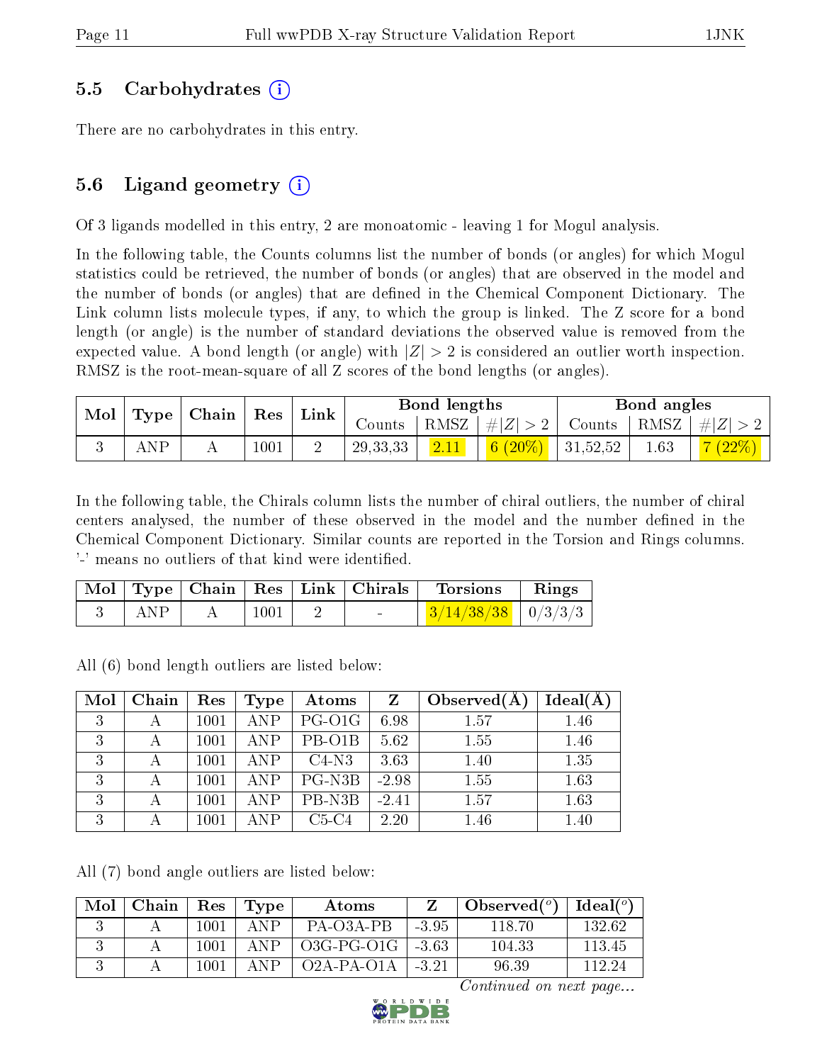### 5.5 Carbohydrates (i)

There are no carbohydrates in this entry.

### 5.6 Ligand geometry (i)

Of 3 ligands modelled in this entry, 2 are monoatomic - leaving 1 for Mogul analysis.

In the following table, the Counts columns list the number of bonds (or angles) for which Mogul statistics could be retrieved, the number of bonds (or angles) that are observed in the model and the number of bonds (or angles) that are defined in the Chemical Component Dictionary. The Link column lists molecule types, if any, to which the group is linked. The Z score for a bond length (or angle) is the number of standard deviations the observed value is removed from the expected value. A bond length (or angle) with $|Z| > 2$ is considered an outlier worth inspection. RMSZ is the root-mean-square of all Z scores of the bond lengths (or angles).

| Mol | Type | Chain | Res | Link | Bond lengths | | | Bond angles | | |
|---|---|---|---|---|---|---|---|---|---|---|
| | | | | | Counts | RMSZ | $\#\|Z\| > 2$ | Counts | RMSZ | $\#\|Z\| > 2$ |
| 3 | ANP | A | 1001 | 2 | 29,33,33 | 2.11 | 6 (20%) | 31,52,52 | 1.63 | 7 (22%) |

In the following table, the Chirals column lists the number of chiral outliers, the number of chiral centers analysed, the number of these observed in the model and the number defined in the Chemical Component Dictionary. Similar counts are reported in the Torsion and Rings columns. '-' means no outliers of that kind were identified.

| Mol | Type | Chain | Res | Link | Chirals | Torsions | Rings |
|---|---|---|---|---|---|---|---|
| 3 | ANP | A | 1001 | 2 | - | 3/14/38/38 | 0/3/3/3 |

All (6) bond length outliers are listed below:

| Mol | Chain | Res | Type | Atoms | Z | Observed(Å) | Ideal(Å) |
|---|---|---|---|---|---|---|---|
| 3 | A | 1001 | ANP | PG-O1G | 6.98 | 1.57 | 1.46 |
| 3 | A | 1001 | ANP | PB-O1B | 5.62 | 1.55 | 1.46 |
| 3 | A | 1001 | ANP | C4-N3 | 3.63 | 1.40 | 1.35 |
| 3 | A | 1001 | ANP | PG-N3B | -2.98 | 1.55 | 1.63 |
| 3 | A | 1001 | ANP | PB-N3B | -2.41 | 1.57 | 1.63 |
| 3 | A | 1001 | ANP | C5-C4 | 2.20 | 1.46 | 1.40 |

All (7) bond angle outliers are listed below:

| Mol | Chain | Res | Type | Atoms | Z | Observed(°) | Ideal(°) |
|---|---|---|---|---|---|---|---|
| 3 | A | 1001 | ANP | PA-O3A-PB | -3.95 | 118.70 | 132.62 |
| 3 | A | 1001 | ANP | O3G-PG-O1G | -3.63 | 104.33 | 113.45 |
| 3 | A | 1001 | ANP | O2A-PA-O1A | -3.21 | 96.39 | 112.24 |

*Continued on next page...*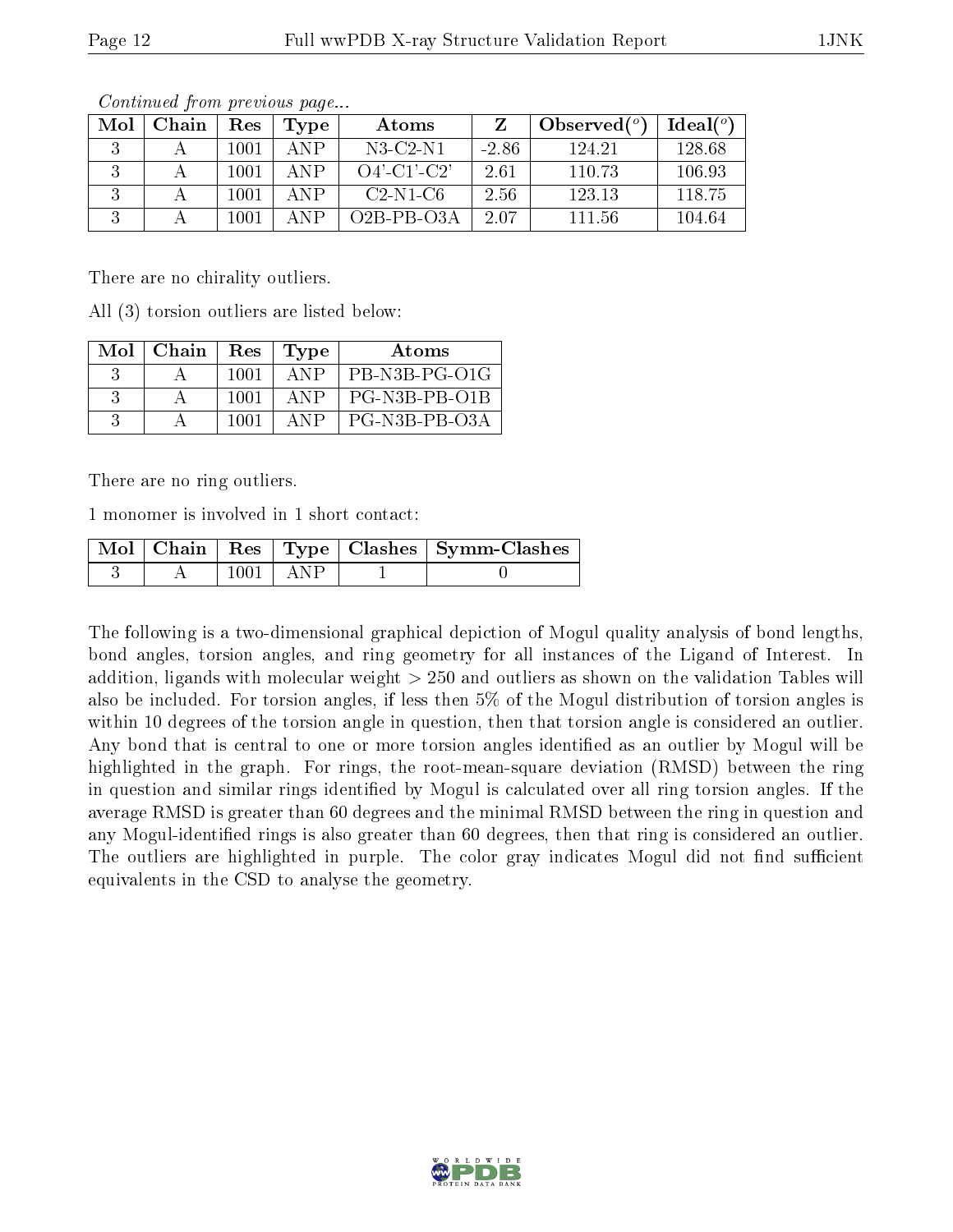*Continued from previous page...*

| Mol | Chain | Res | Type | Atoms | Z | Observed(°) | Ideal(°) |
|---|---|---|---|---|---|---|---|
| 3 | A | 1001 | ANP | N3-C2-N1 | -2.86 | 124.21 | 128.68 |
| 3 | A | 1001 | ANP | O4'-C1'-C2' | 2.61 | 110.73 | 106.93 |
| 3 | A | 1001 | ANP | C2-N1-C6 | 2.56 | 123.13 | 118.75 |
| 3 | A | 1001 | ANP | O2B-PB-O3A | 2.07 | 111.56 | 104.64 |

There are no chirality outliers.

All (3) torsion outliers are listed below:

| Mol | Chain | Res | Type | Atoms |
|---|---|---|---|---|
| 3 | A | 1001 | ANP | PB-N3B-PG-O1G |
| 3 | A | 1001 | ANP | PG-N3B-PB-O1B |
| 3 | A | 1001 | ANP | PG-N3B-PB-O3A |

There are no ring outliers.

1 monomer is involved in 1 short contact:

| Mol | Chain | Res | Type | Clashes | Symm-Clashes |
|---|---|---|---|---|---|
| 3 | A | 1001 | ANP | 1 | 0 |

The following is a two-dimensional graphical depiction of Mogul quality analysis of bond lengths, bond angles, torsion angles, and ring geometry for all instances of the Ligand of Interest. In addition, ligands with molecular weight > 250 and outliers as shown on the validation Tables will also be included. For torsion angles, if less then 5% of the Mogul distribution of torsion angles is within 10 degrees of the torsion angle in question, then that torsion angle is considered an outlier. Any bond that is central to one or more torsion angles identified as an outlier by Mogul will be highlighted in the graph. For rings, the root-mean-square deviation (RMSD) between the ring in question and similar rings identified by Mogul is calculated over all ring torsion angles. If the average RMSD is greater than 60 degrees and the minimal RMSD between the ring in question and any Mogul-identified rings is also greater than 60 degrees, then that ring is considered an outlier. The outliers are highlighted in purple. The color gray indicates Mogul did not find sufficient equivalents in the CSD to analyse the geometry.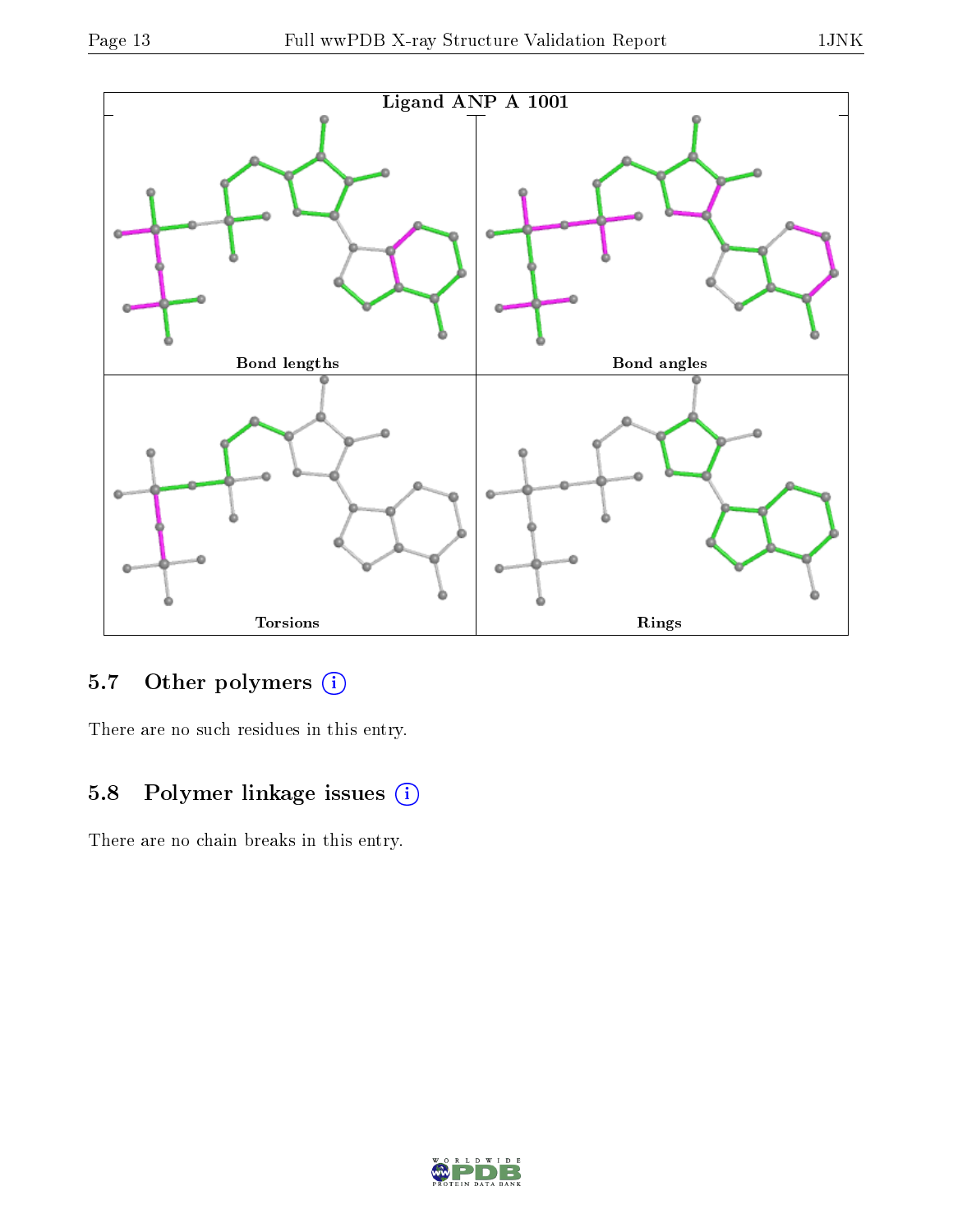Ligand ANP A 1001

Bond lengths

Bond angles

Torsions

Rings

## 5.7 Other polymers

There are no such residues in this entry.

## 5.8 Polymer linkage issues

There are no chain breaks in this entry.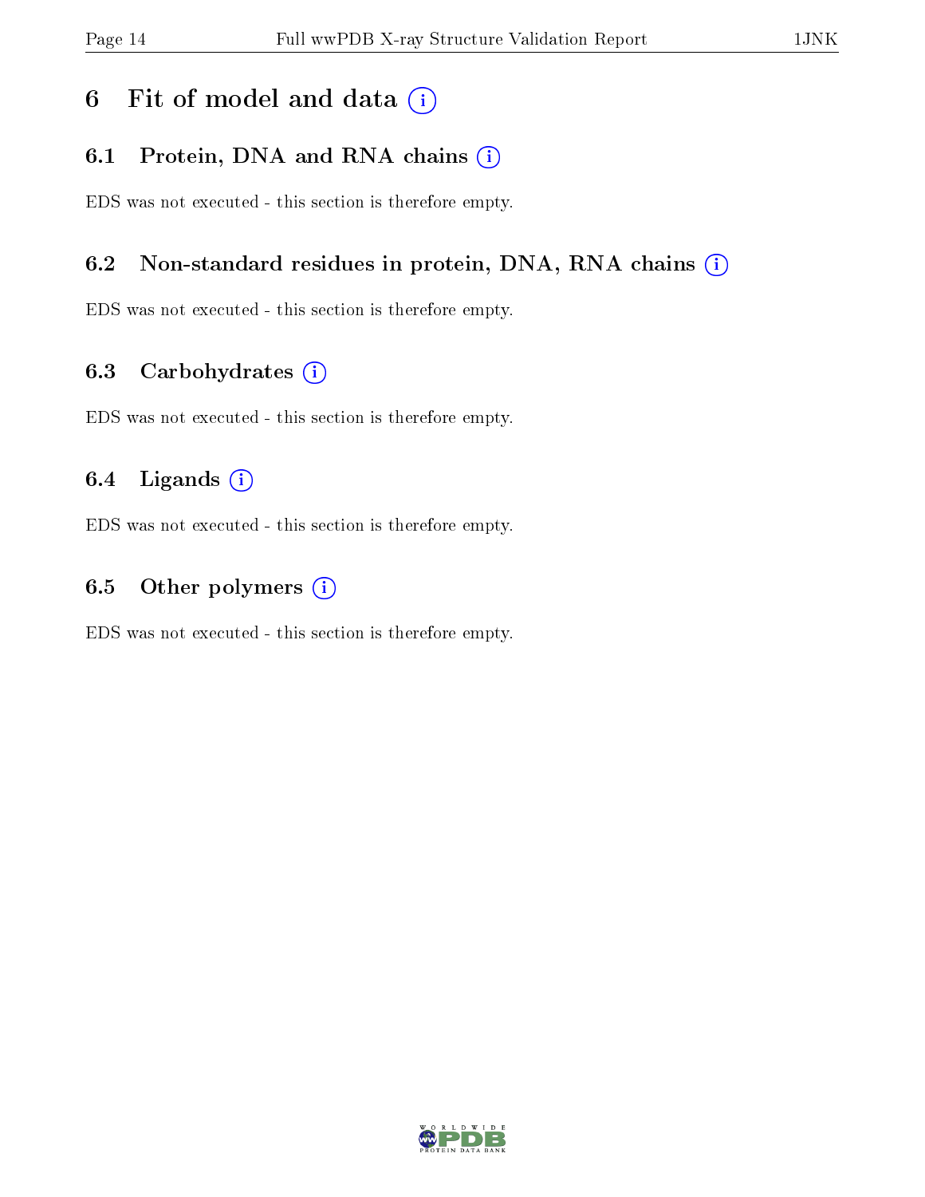# 6 Fit of model and data

## 6.1 Protein, DNA and RNA chains

EDS was not executed - this section is therefore empty.

## 6.2 Non-standard residues in protein, DNA, RNA chains

EDS was not executed - this section is therefore empty.

## 6.3 Carbohydrates

EDS was not executed - this section is therefore empty.

## 6.4 Ligands

EDS was not executed - this section is therefore empty.

## 6.5 Other polymers

EDS was not executed - this section is therefore empty.